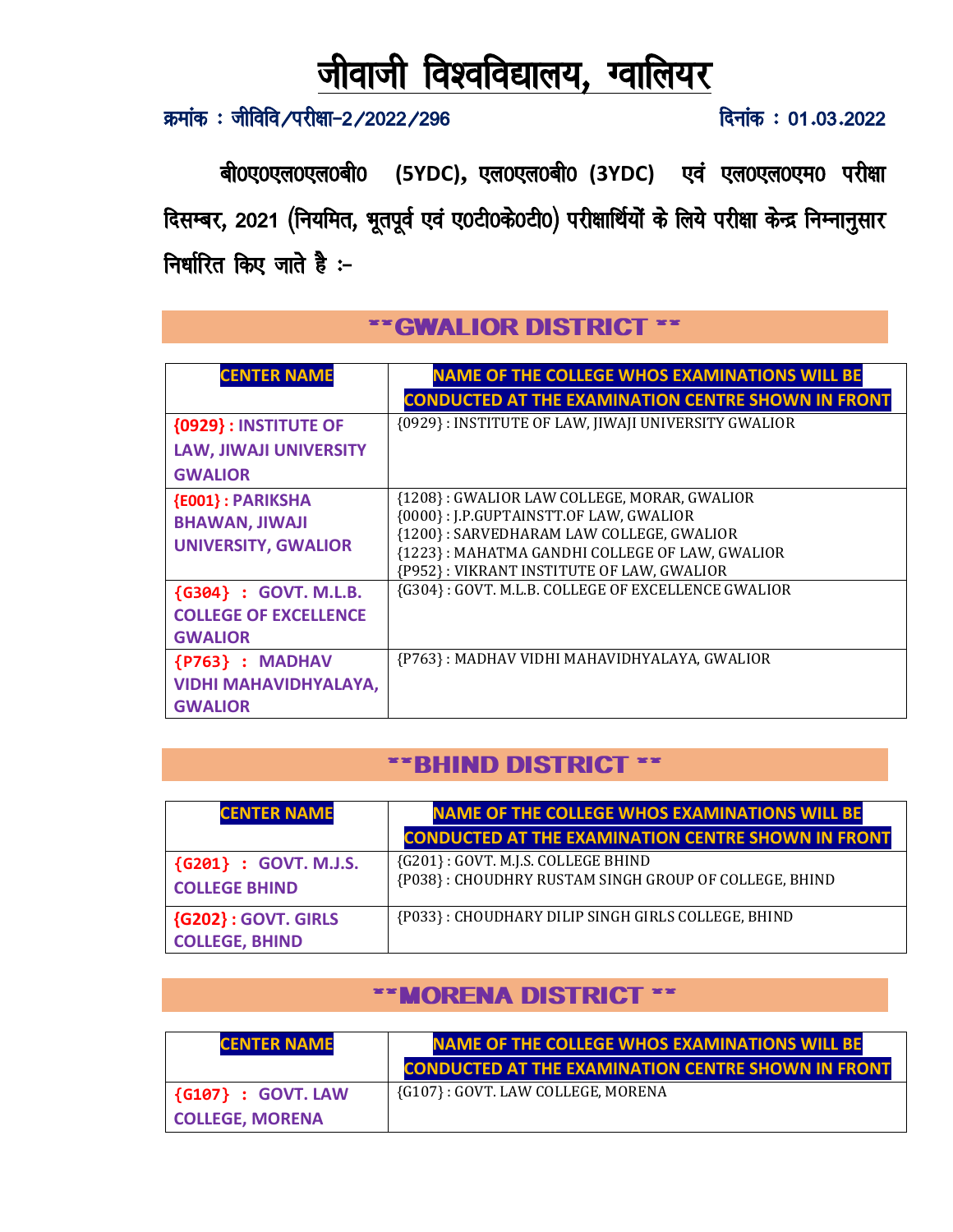# जीवाजी विश्वविद्यालय, ग्वालियर

क्रमांक : जीविवि/परीक्षा-2/2022/296 दिनांक : 01.03.2022

बी0ए0एल0एल0बी0 (5YDC), एल0एल0बी0 (3YDC) एवं एल0एल0एम0 परीक्षा दिसम्बर, 2021 (नियमित, भूतपूर्व एवं ए0टी0के0टी0) परीक्षार्थियों के लिये परीक्षा केन्द्र निम्नानुसार निर्धारित किए जाते है :-

## **GWALIOR DISTRICT **

| CENTER NAME | NAME OF THE COLLEGE WHOS EXAMINATIONS WILL BE CONDUCTED AT THE EXAMINATION CENTRE SHOWN IN FRONT |
|---|---|
| {0929} : INSTITUTE OF LAW, JIWAJI UNIVERSITY GWALIOR | {0929} : INSTITUTE OF LAW, JIWAJI UNIVERSITY GWALIOR |
| {E001} : PARIKSHA BHAWAN, JIWAJI UNIVERSITY, GWALIOR | {1208} : GWALIOR LAW COLLEGE, MORAR, GWALIOR<br>{0000} : J.P.GUPTAINSTT.OF LAW, GWALIOR<br>{1200} : SARVEDHARAM LAW COLLEGE, GWALIOR<br>{1223} : MAHATMA GANDHI COLLEGE OF LAW, GWALIOR<br>{P952} : VIKRANT INSTITUTE OF LAW, GWALIOR |
| {G304} : GOVT. M.L.B. COLLEGE OF EXCELLENCE GWALIOR | {G304} : GOVT. M.L.B. COLLEGE OF EXCELLENCE GWALIOR |
| {P763} : MADHAV VIDHI MAHAVIDHYALAYA, GWALIOR | {P763} : MADHAV VIDHI MAHAVIDHYALAYA, GWALIOR |

## **BHIND DISTRICT **

| CENTER NAME | NAME OF THE COLLEGE WHOS EXAMINATIONS WILL BE CONDUCTED AT THE EXAMINATION CENTRE SHOWN IN FRONT |
|---|---|
| {G201} : GOVT. M.J.S. COLLEGE BHIND | {G201} : GOVT. M.J.S. COLLEGE BHIND<br>{P038} : CHOUDHRY RUSTAM SINGH GROUP OF COLLEGE, BHIND |
| {G202} : GOVT. GIRLS COLLEGE, BHIND | {P033} : CHOUDHARY DILIP SINGH GIRLS COLLEGE, BHIND |

## **MORENA DISTRICT **

| CENTER NAME | NAME OF THE COLLEGE WHOS EXAMINATIONS WILL BE CONDUCTED AT THE EXAMINATION CENTRE SHOWN IN FRONT |
|---|---|
| {G107} : GOVT. LAW COLLEGE, MORENA | {G107} : GOVT. LAW COLLEGE, MORENA |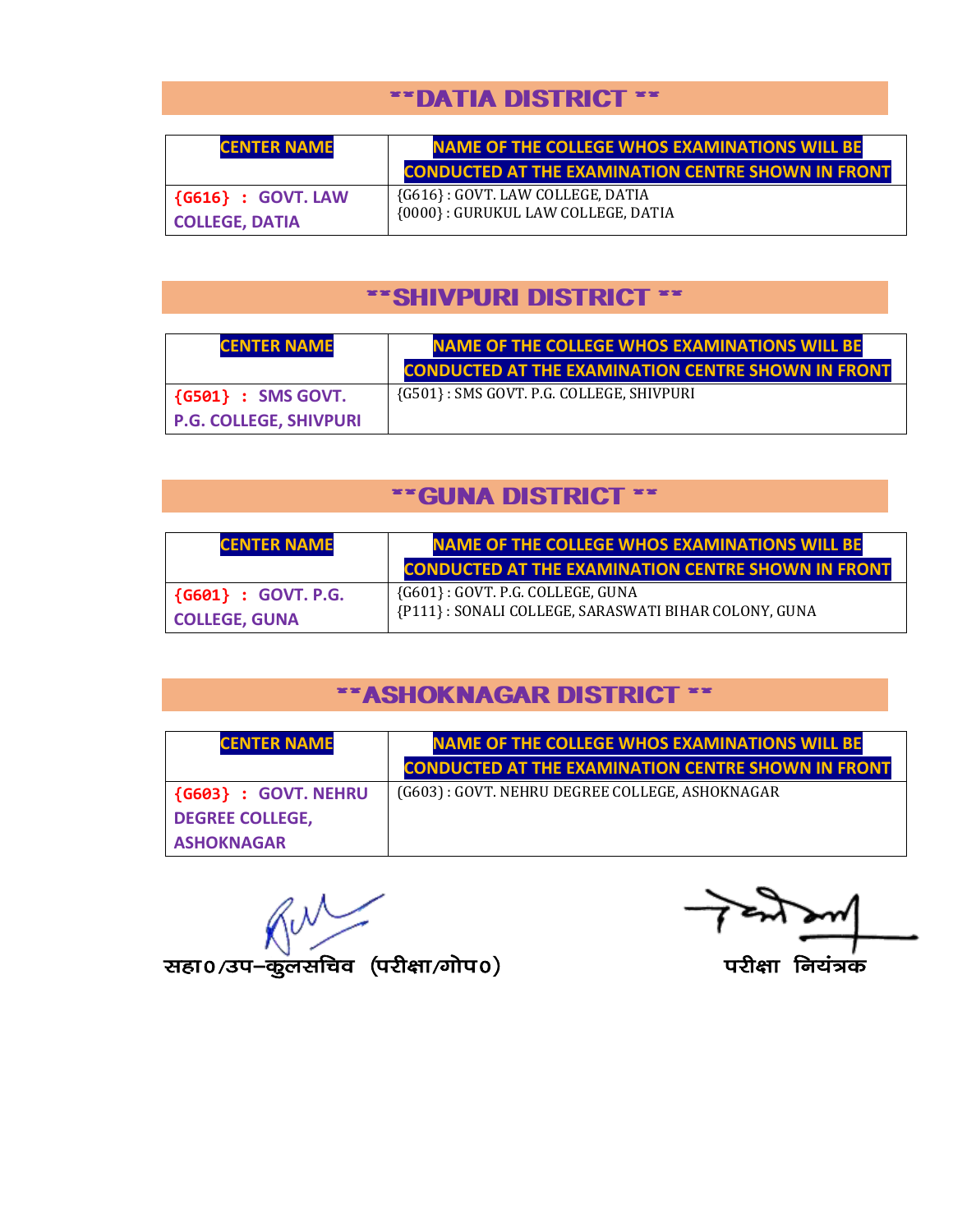## **DATIA DISTRICT **

| CENTER NAME | NAME OF THE COLLEGE WHOS EXAMINATIONS WILL BE CONDUCTED AT THE EXAMINATION CENTRE SHOWN IN FRONT |
|---|---|
| {G616} : GOVT. LAW COLLEGE, DATIA | {G616} : GOVT. LAW COLLEGE, DATIA<br>{0000} : GURUKUL LAW COLLEGE, DATIA |

## **SHIVPURI DISTRICT **

| CENTER NAME | NAME OF THE COLLEGE WHOS EXAMINATIONS WILL BE CONDUCTED AT THE EXAMINATION CENTRE SHOWN IN FRONT |
|---|---|
| {G501} : SMS GOVT. P.G. COLLEGE, SHIVPURI | {G501} : SMS GOVT. P.G. COLLEGE, SHIVPURI |

## **GUNA DISTRICT **

| CENTER NAME | NAME OF THE COLLEGE WHOS EXAMINATIONS WILL BE CONDUCTED AT THE EXAMINATION CENTRE SHOWN IN FRONT |
|---|---|
| {G601} : GOVT. P.G. COLLEGE, GUNA | {G601} : GOVT. P.G. COLLEGE, GUNA<br>{P111} : SONALI COLLEGE, SARASWATI BIHAR COLONY, GUNA |

## **ASHOKNAGAR DISTRICT **

| CENTER NAME | NAME OF THE COLLEGE WHOS EXAMINATIONS WILL BE CONDUCTED AT THE EXAMINATION CENTRE SHOWN IN FRONT |
|---|---|
| {G603} : GOVT. NEHRU DEGREE COLLEGE, ASHOKNAGAR | (G603) : GOVT. NEHRU DEGREE COLLEGE, ASHOKNAGAR |

सहा0/उप–कुलसचिव (परीक्षा/गोप0)

परीक्षा नियंत्रक